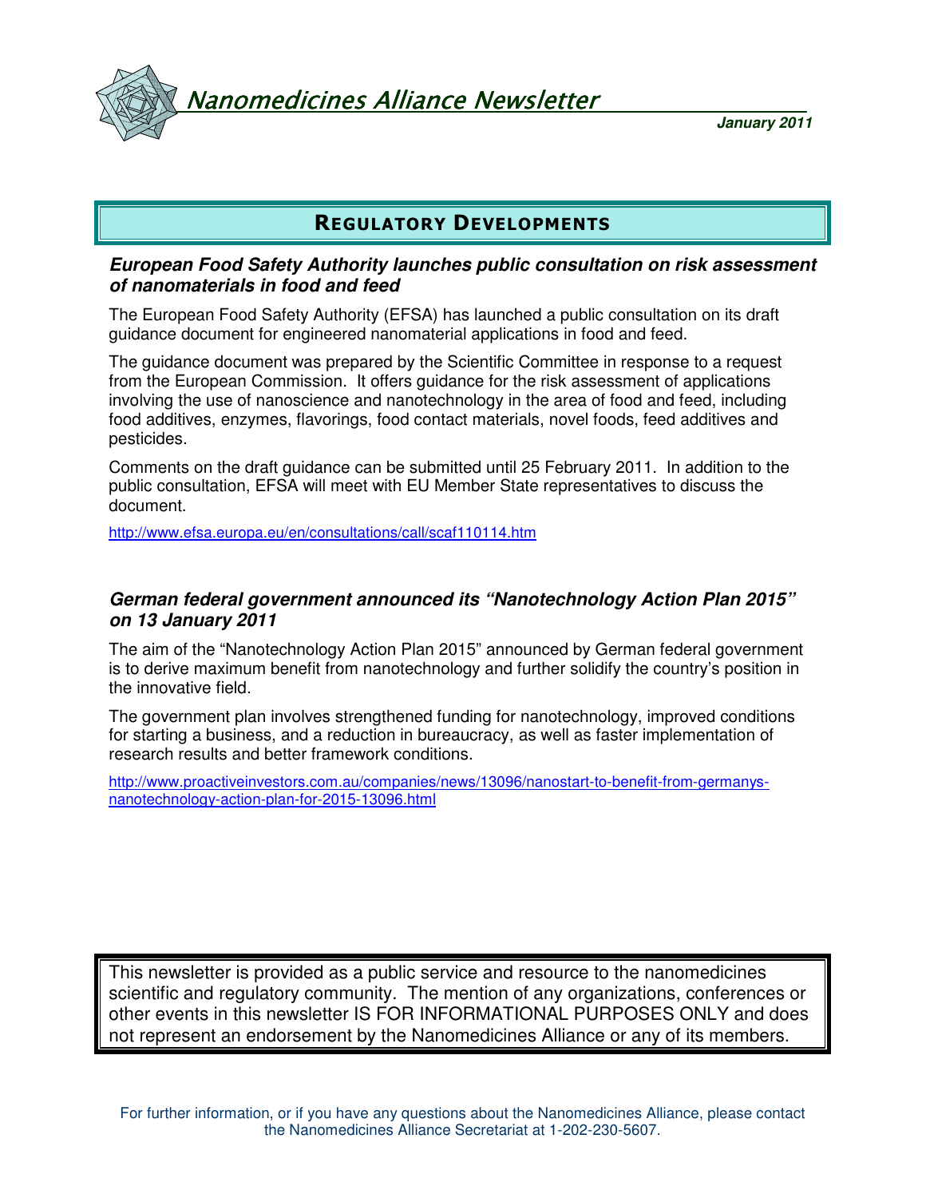# Nanomedicines Alliance Newsletter

**January 2011**

## REGULATORY DEVELOPMENTS

### *European Food Safety Authority launches public consultation on risk assessment of nanomaterials in food and feed*

The European Food Safety Authority (EFSA) has launched a public consultation on its draft guidance document for engineered nanomaterial applications in food and feed.

The guidance document was prepared by the Scientific Committee in response to a request from the European Commission. It offers guidance for the risk assessment of applications involving the use of nanoscience and nanotechnology in the area of food and feed, including food additives, enzymes, flavorings, food contact materials, novel foods, feed additives and pesticides.

Comments on the draft guidance can be submitted until 25 February 2011. In addition to the public consultation, EFSA will meet with EU Member State representatives to discuss the document.

http://www.efsa.europa.eu/en/consultations/call/scaf110114.htm

### *German federal government announced its "Nanotechnology Action Plan 2015" on 13 January 2011*

The aim of the "Nanotechnology Action Plan 2015" announced by German federal government is to derive maximum benefit from nanotechnology and further solidify the country's position in the innovative field.

The government plan involves strengthened funding for nanotechnology, improved conditions for starting a business, and a reduction in bureaucracy, as well as faster implementation of research results and better framework conditions.

http://www.proactiveinvestors.com.au/companies/news/13096/nanostart-to-benefit-from-germanys-nanotechnology-action-plan-for-2015-13096.html

This newsletter is provided as a public service and resource to the nanomedicines scientific and regulatory community. The mention of any organizations, conferences or other events in this newsletter IS FOR INFORMATIONAL PURPOSES ONLY and does not represent an endorsement by the Nanomedicines Alliance or any of its members.

For further information, or if you have any questions about the Nanomedicines Alliance, please contact the Nanomedicines Alliance Secretariat at 1-202-230-5607.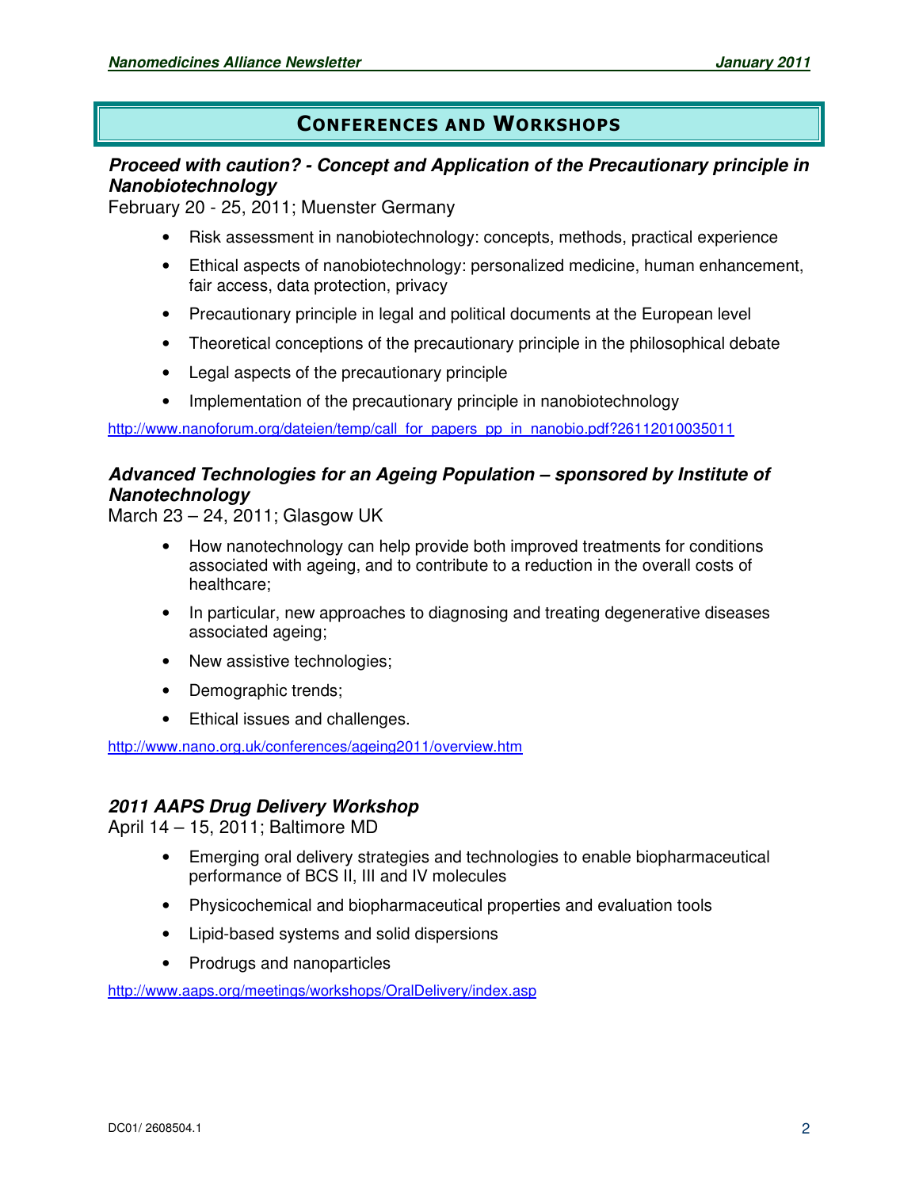## Conferences and Workshops

### *Proceed with caution? - Concept and Application of the Precautionary principle in Nanobiotechnology*

February 20 - 25, 2011; Muenster Germany

- Risk assessment in nanobiotechnology: concepts, methods, practical experience
- Ethical aspects of nanobiotechnology: personalized medicine, human enhancement, fair access, data protection, privacy
- Precautionary principle in legal and political documents at the European level
- Theoretical conceptions of the precautionary principle in the philosophical debate
- Legal aspects of the precautionary principle
- Implementation of the precautionary principle in nanobiotechnology

http://www.nanoforum.org/dateien/temp/call_for_papers_pp_in_nanobio.pdf?26112010035011

### *Advanced Technologies for an Ageing Population – sponsored by Institute of Nanotechnology*

March 23 – 24, 2011; Glasgow UK

- How nanotechnology can help provide both improved treatments for conditions associated with ageing, and to contribute to a reduction in the overall costs of healthcare;
- In particular, new approaches to diagnosing and treating degenerative diseases associated ageing;
- New assistive technologies;
- Demographic trends;
- Ethical issues and challenges.

http://www.nano.org.uk/conferences/ageing2011/overview.htm

### *2011 AAPS Drug Delivery Workshop*

April 14 – 15, 2011; Baltimore MD

- Emerging oral delivery strategies and technologies to enable biopharmaceutical performance of BCS II, III and IV molecules
- Physicochemical and biopharmaceutical properties and evaluation tools
- Lipid-based systems and solid dispersions
- Prodrugs and nanoparticles

http://www.aaps.org/meetings/workshops/OralDelivery/index.asp

DC01/ 2608504.1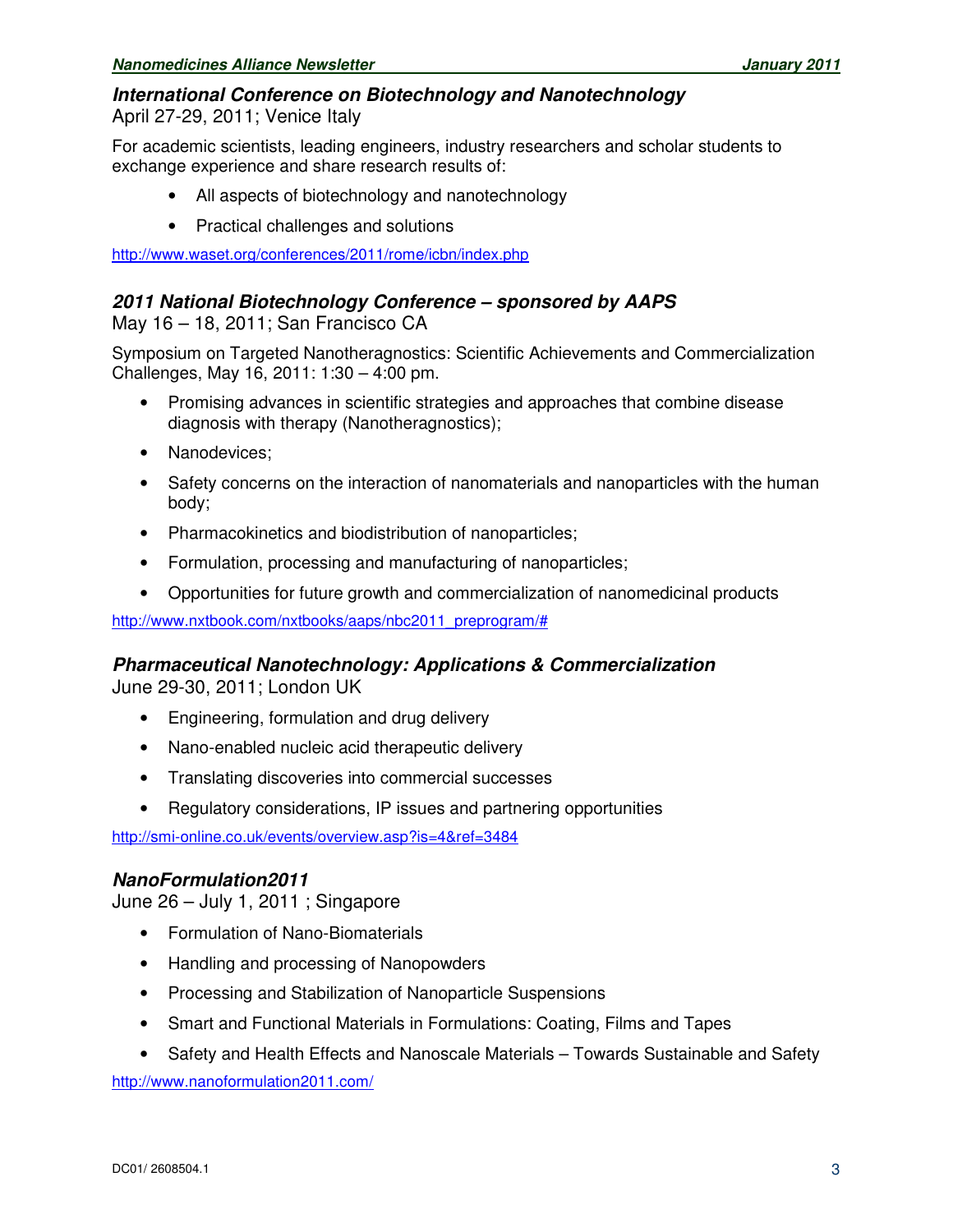### *International Conference on Biotechnology and Nanotechnology*

April 27-29, 2011; Venice Italy

For academic scientists, leading engineers, industry researchers and scholar students to exchange experience and share research results of:

- All aspects of biotechnology and nanotechnology
- Practical challenges and solutions

http://www.waset.org/conferences/2011/rome/icbn/index.php

### *2011 National Biotechnology Conference – sponsored by AAPS*

May 16 – 18, 2011; San Francisco CA

Symposium on Targeted Nanotheragnostics: Scientific Achievements and Commercialization Challenges, May 16, 2011: 1:30 – 4:00 pm.

- Promising advances in scientific strategies and approaches that combine disease diagnosis with therapy (Nanotheragnostics);
- Nanodevices;
- Safety concerns on the interaction of nanomaterials and nanoparticles with the human body;
- Pharmacokinetics and biodistribution of nanoparticles;
- Formulation, processing and manufacturing of nanoparticles;
- Opportunities for future growth and commercialization of nanomedicinal products

http://www.nxtbook.com/nxtbooks/aaps/nbc2011_preprogram/#

### *Pharmaceutical Nanotechnology: Applications & Commercialization*

June 29-30, 2011; London UK

- Engineering, formulation and drug delivery
- Nano-enabled nucleic acid therapeutic delivery
- Translating discoveries into commercial successes
- Regulatory considerations, IP issues and partnering opportunities

http://smi-online.co.uk/events/overview.asp?is=4&ref=3484

### *NanoFormulation2011*

June 26 – July 1, 2011 ; Singapore

- Formulation of Nano-Biomaterials
- Handling and processing of Nanopowders
- Processing and Stabilization of Nanoparticle Suspensions
- Smart and Functional Materials in Formulations: Coating, Films and Tapes
- Safety and Health Effects and Nanoscale Materials – Towards Sustainable and Safety

http://www.nanoformulation2011.com/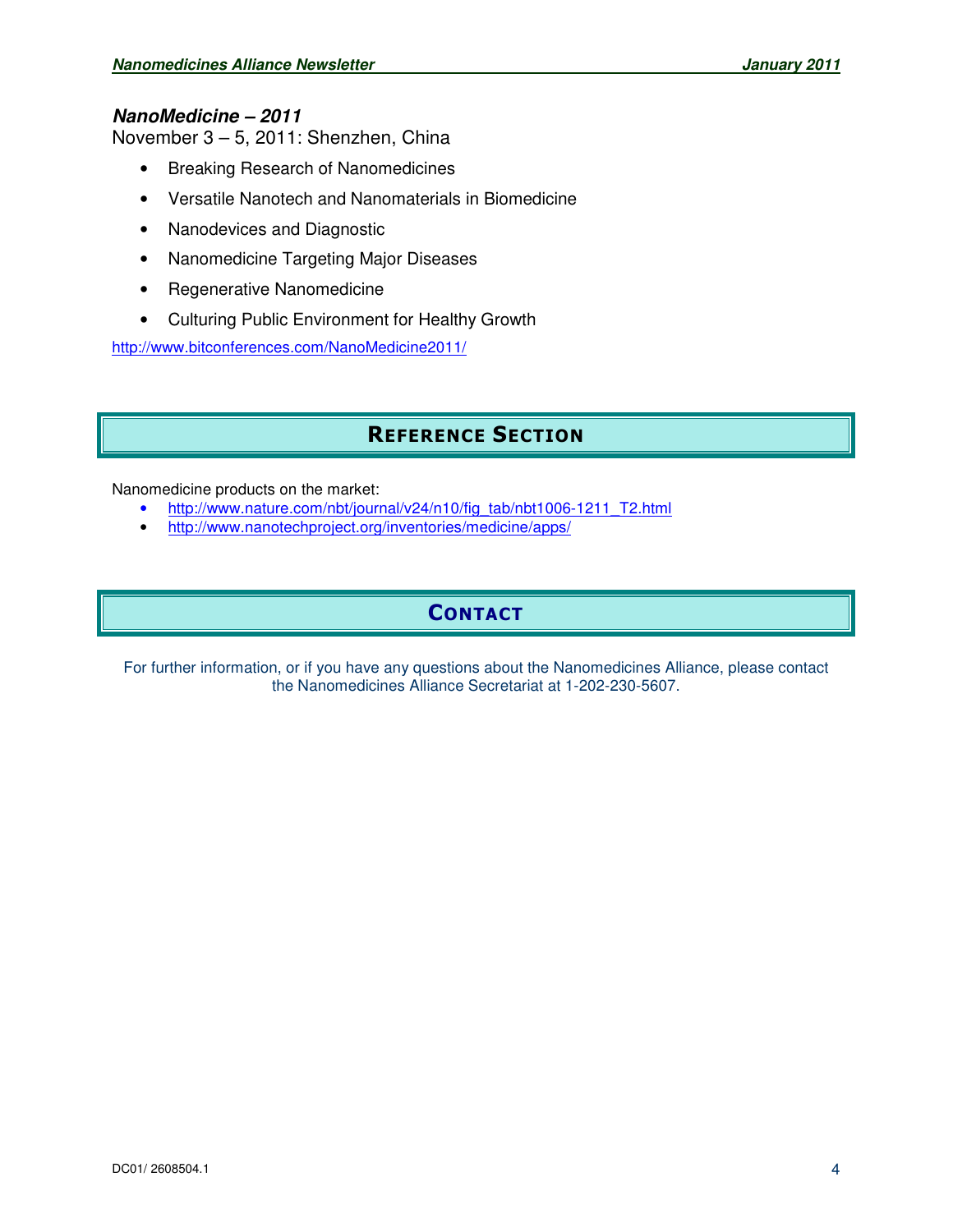***NanoMedicine – 2011***

November 3 – 5, 2011: Shenzhen, China

- Breaking Research of Nanomedicines
- Versatile Nanotech and Nanomaterials in Biomedicine
- Nanodevices and Diagnostic
- Nanomedicine Targeting Major Diseases
- Regenerative Nanomedicine
- Culturing Public Environment for Healthy Growth

http://www.bitconferences.com/NanoMedicine2011/

## REFERENCE SECTION

Nanomedicine products on the market:

- http://www.nature.com/nbt/journal/v24/n10/fig_tab/nbt1006-1211_T2.html
- http://www.nanotechproject.org/inventories/medicine/apps/

## CONTACT

For further information, or if you have any questions about the Nanomedicines Alliance, please contact the Nanomedicines Alliance Secretariat at 1-202-230-5607.

DC01/ 2608504.1